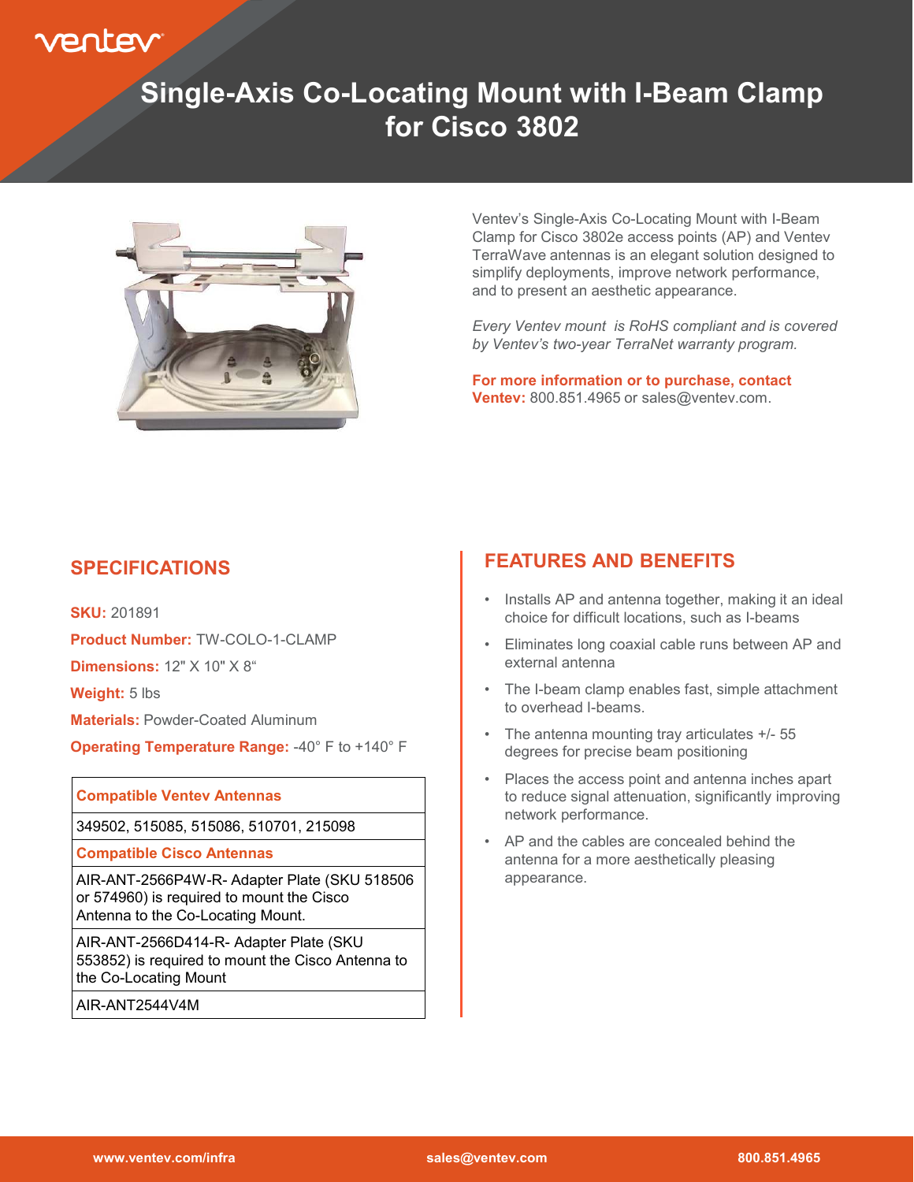# Single-Axis Co-Locating Mount with I-Beam Clamp for Cisco 3802

Ventev's Single-Axis Co-Locating Mount with I-Beam Clamp for Cisco 3802e access points (AP) and Ventev TerraWave antennas is an elegant solution designed to simplify deployments, improve network performance, and to present an aesthetic appearance.

*Every Ventev mount is RoHS compliant and is covered by Ventev's two-year TerraNet warranty program.*

**For more information or to purchase, contact Ventev:** 800.851.4965 or sales@ventev.com.

## SPECIFICATIONS

**SKU:** 201891

**Product Number:** TW-COLO-1-CLAMP

**Dimensions:** 12" X 10" X 8"

**Weight:** 5 lbs

**Materials:** Powder-Coated Aluminum

**Operating Temperature Range:** -40° F to +140° F

| Compatible Ventev Antennas |
|---|
| 349502, 515085, 515086, 510701, 215098 |
| **Compatible Cisco Antennas** |
| AIR-ANT-2566P4W-R- Adapter Plate (SKU 518506 or 574960) is required to mount the Cisco Antenna to the Co-Locating Mount. |
| AIR-ANT-2566D414-R- Adapter Plate (SKU 553852) is required to mount the Cisco Antenna to the Co-Locating Mount |
| AIR-ANT2544V4M |

## FEATURES AND BENEFITS

- Installs AP and antenna together, making it an ideal choice for difficult locations, such as I-beams
- Eliminates long coaxial cable runs between AP and external antenna
- The I-beam clamp enables fast, simple attachment to overhead I-beams.
- The antenna mounting tray articulates +/- 55 degrees for precise beam positioning
- Places the access point and antenna inches apart to reduce signal attenuation, significantly improving network performance.
- AP and the cables are concealed behind the antenna for a more aesthetically pleasing appearance.

www.ventev.com/infra | sales@ventev.com | 800.851.4965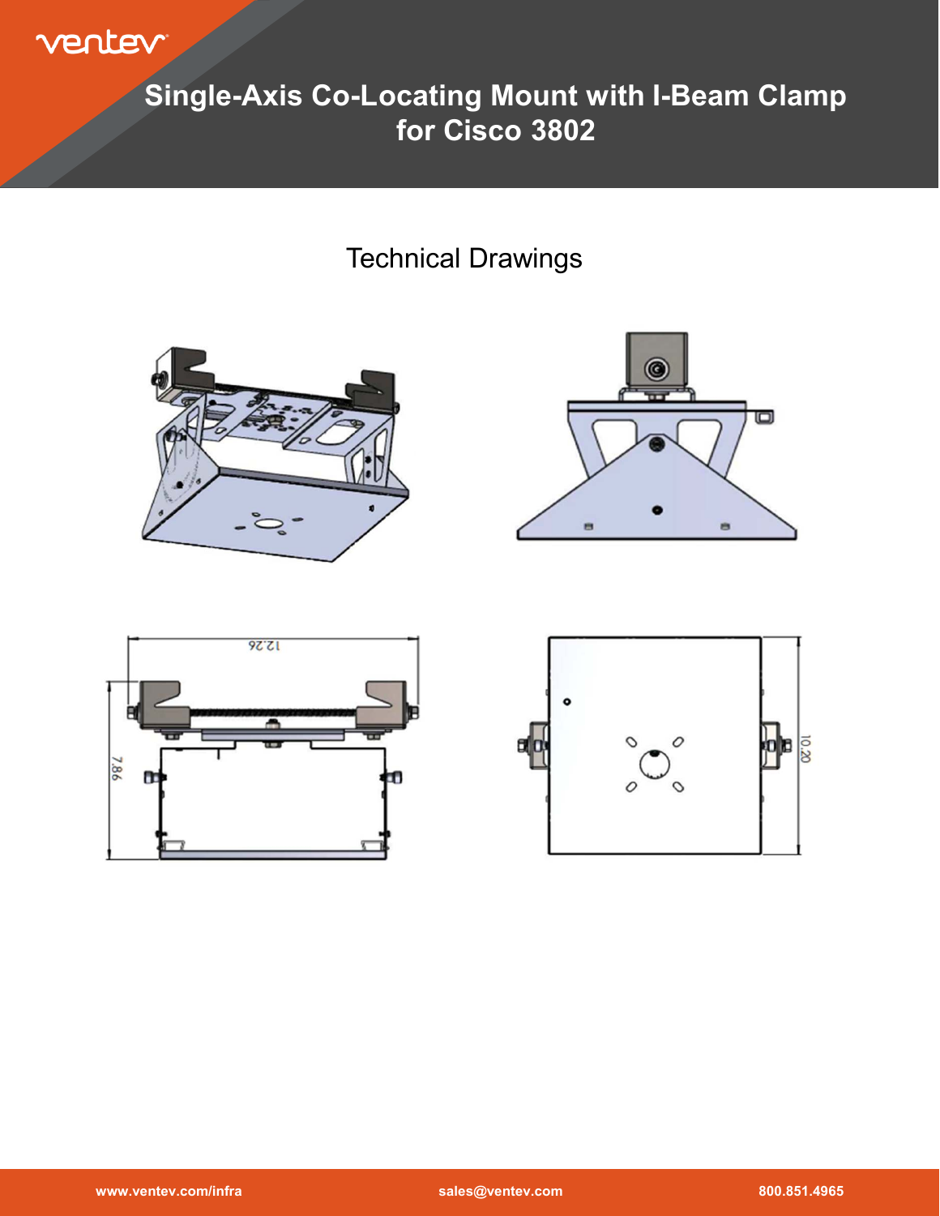# Single-Axis Co-Locating Mount with I-Beam Clamp for Cisco 3802

## Technical Drawings

12.26

7.86

10.20

www.ventev.com/infra

sales@ventev.com

800.851.4965